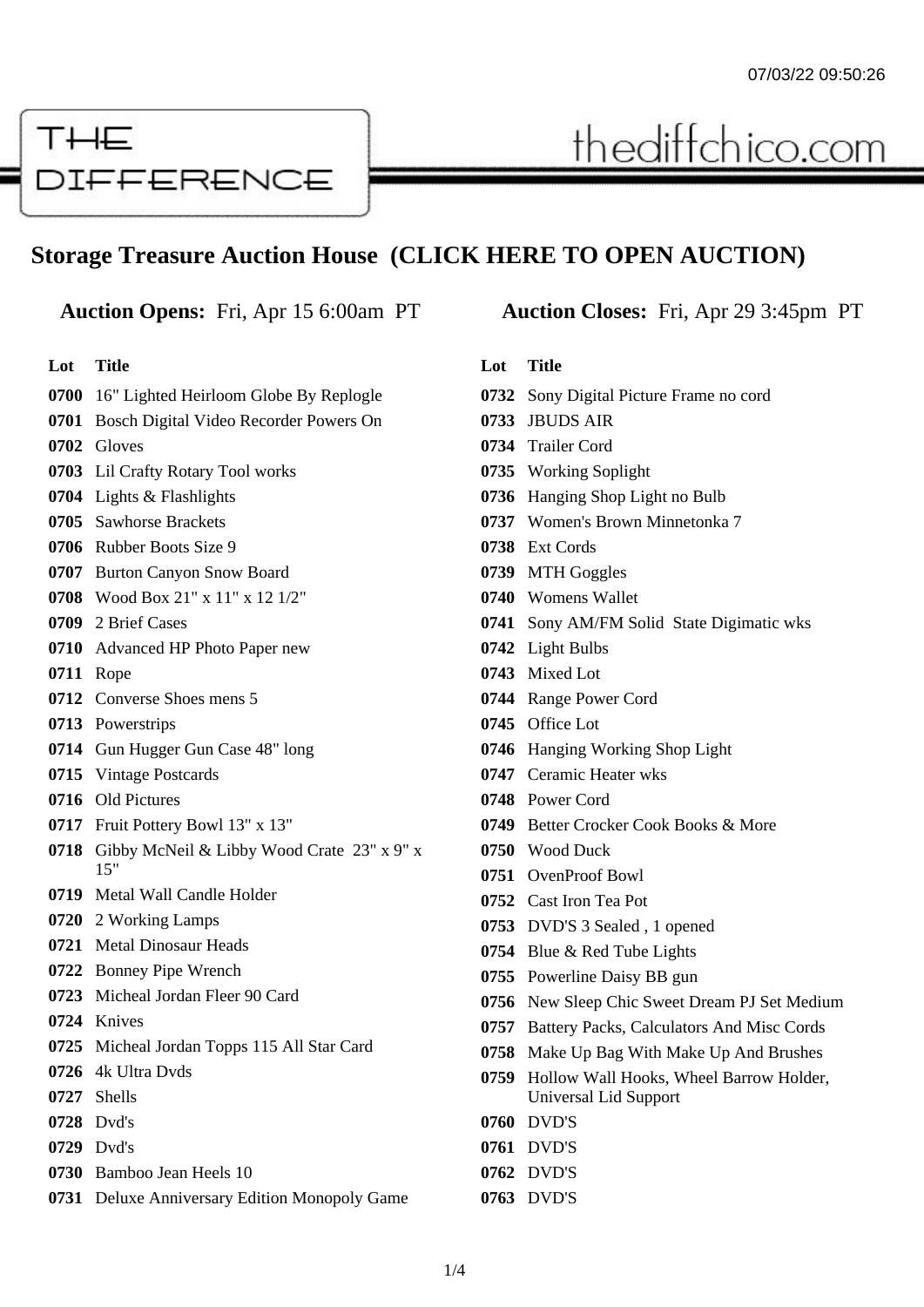THE DIFFERENCE

thediffchico.com

## Storage Treasure Auction House (CLICK HERE TO OPEN AUCTION)

**Auction Opens:** Fri, Apr 15 6:00am PT

**Auction Closes:** Fri, Apr 29 3:45pm PT

| Lot | Title |
|---|---|
| 0700 | 16" Lighted Heirloom Globe By Replogle |
| 0701 | Bosch Digital Video Recorder Powers On |
| 0702 | Gloves |
| 0703 | Lil Crafty Rotary Tool works |
| 0704 | Lights & Flashlights |
| 0705 | Sawhorse Brackets |
| 0706 | Rubber Boots Size 9 |
| 0707 | Burton Canyon Snow Board |
| 0708 | Wood Box 21" x 11" x 12 1/2" |
| 0709 | 2 Brief Cases |
| 0710 | Advanced HP Photo Paper new |
| 0711 | Rope |
| 0712 | Converse Shoes mens 5 |
| 0713 | Powerstrips |
| 0714 | Gun Hugger Gun Case 48" long |
| 0715 | Vintage Postcards |
| 0716 | Old Pictures |
| 0717 | Fruit Pottery Bowl 13" x 13" |
| 0718 | Gibby McNeil & Libby Wood Crate 23" x 9" x 15" |
| 0719 | Metal Wall Candle Holder |
| 0720 | 2 Working Lamps |
| 0721 | Metal Dinosaur Heads |
| 0722 | Bonney Pipe Wrench |
| 0723 | Micheal Jordan Fleer 90 Card |
| 0724 | Knives |
| 0725 | Micheal Jordan Topps 115 All Star Card |
| 0726 | 4k Ultra Dvds |
| 0727 | Shells |
| 0728 | Dvd's |
| 0729 | Dvd's |
| 0730 | Bamboo Jean Heels 10 |
| 0731 | Deluxe Anniversary Edition Monopoly Game |
| 0732 | Sony Digital Picture Frame no cord |
| 0733 | JBUDS AIR |
| 0734 | Trailer Cord |
| 0735 | Working Soplight |
| 0736 | Hanging Shop Light no Bulb |
| 0737 | Women's Brown Minnetonka 7 |
| 0738 | Ext Cords |
| 0739 | MTH Goggles |
| 0740 | Womens Wallet |
| 0741 | Sony AM/FM Solid State Digimatic wks |
| 0742 | Light Bulbs |
| 0743 | Mixed Lot |
| 0744 | Range Power Cord |
| 0745 | Office Lot |
| 0746 | Hanging Working Shop Light |
| 0747 | Ceramic Heater wks |
| 0748 | Power Cord |
| 0749 | Better Crocker Cook Books & More |
| 0750 | Wood Duck |
| 0751 | OvenProof Bowl |
| 0752 | Cast Iron Tea Pot |
| 0753 | DVD'S 3 Sealed , 1 opened |
| 0754 | Blue & Red Tube Lights |
| 0755 | Powerline Daisy BB gun |
| 0756 | New Sleep Chic Sweet Dream PJ Set Medium |
| 0757 | Battery Packs, Calculators And Misc Cords |
| 0758 | Make Up Bag With Make Up And Brushes |
| 0759 | Hollow Wall Hooks, Wheel Barrow Holder, Universal Lid Support |
| 0760 | DVD'S |
| 0761 | DVD'S |
| 0762 | DVD'S |
| 0763 | DVD'S |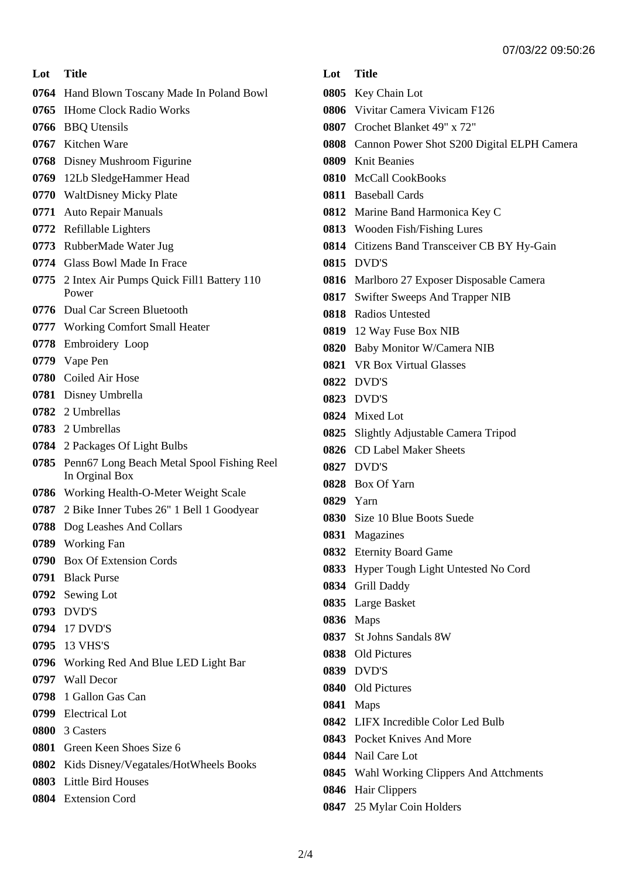| Lot | Title |
|---|---|
| 0764 | Hand Blown Toscany Made In Poland Bowl |
| 0765 | IHome Clock Radio Works |
| 0766 | BBQ Utensils |
| 0767 | Kitchen Ware |
| 0768 | Disney Mushroom Figurine |
| 0769 | 12Lb SledgeHammer Head |
| 0770 | WaltDisney Micky Plate |
| 0771 | Auto Repair Manuals |
| 0772 | Refillable Lighters |
| 0773 | RubberMade Water Jug |
| 0774 | Glass Bowl Made In Frace |
| 0775 | 2 Intex Air Pumps Quick Fill1 Battery 110 Power |
| 0776 | Dual Car Screen Bluetooth |
| 0777 | Working Comfort Small Heater |
| 0778 | Embroidery  Loop |
| 0779 | Vape Pen |
| 0780 | Coiled Air Hose |
| 0781 | Disney Umbrella |
| 0782 | 2 Umbrellas |
| 0783 | 2 Umbrellas |
| 0784 | 2 Packages Of Light Bulbs |
| 0785 | Penn67 Long Beach Metal Spool Fishing Reel In Orginal Box |
| 0786 | Working Health-O-Meter Weight Scale |
| 0787 | 2 Bike Inner Tubes 26" 1 Bell 1 Goodyear |
| 0788 | Dog Leashes And Collars |
| 0789 | Working Fan |
| 0790 | Box Of Extension Cords |
| 0791 | Black Purse |
| 0792 | Sewing Lot |
| 0793 | DVD'S |
| 0794 | 17 DVD'S |
| 0795 | 13 VHS'S |
| 0796 | Working Red And Blue LED Light Bar |
| 0797 | Wall Decor |
| 0798 | 1 Gallon Gas Can |
| 0799 | Electrical Lot |
| 0800 | 3 Casters |
| 0801 | Green Keen Shoes Size 6 |
| 0802 | Kids Disney/Vegatales/HotWheels Books |
| 0803 | Little Bird Houses |
| 0804 | Extension Cord |
| 0805 | Key Chain Lot |
| 0806 | Vivitar Camera Vivicam F126 |
| 0807 | Crochet Blanket 49" x 72" |
| 0808 | Cannon Power Shot S200 Digital ELPH Camera |
| 0809 | Knit Beanies |
| 0810 | McCall CookBooks |
| 0811 | Baseball Cards |
| 0812 | Marine Band Harmonica Key C |
| 0813 | Wooden Fish/Fishing Lures |
| 0814 | Citizens Band Transceiver CB BY Hy-Gain |
| 0815 | DVD'S |
| 0816 | Marlboro 27 Exposer Disposable Camera |
| 0817 | Swifter Sweeps And Trapper NIB |
| 0818 | Radios Untested |
| 0819 | 12 Way Fuse Box NIB |
| 0820 | Baby Monitor W/Camera NIB |
| 0821 | VR Box Virtual Glasses |
| 0822 | DVD'S |
| 0823 | DVD'S |
| 0824 | Mixed Lot |
| 0825 | Slightly Adjustable Camera Tripod |
| 0826 | CD Label Maker Sheets |
| 0827 | DVD'S |
| 0828 | Box Of Yarn |
| 0829 | Yarn |
| 0830 | Size 10 Blue Boots Suede |
| 0831 | Magazines |
| 0832 | Eternity Board Game |
| 0833 | Hyper Tough Light Untested No Cord |
| 0834 | Grill Daddy |
| 0835 | Large Basket |
| 0836 | Maps |
| 0837 | St Johns Sandals 8W |
| 0838 | Old Pictures |
| 0839 | DVD'S |
| 0840 | Old Pictures |
| 0841 | Maps |
| 0842 | LIFX Incredible Color Led Bulb |
| 0843 | Pocket Knives And More |
| 0844 | Nail Care Lot |
| 0845 | Wahl Working Clippers And Attchments |
| 0846 | Hair Clippers |
| 0847 | 25 Mylar Coin Holders |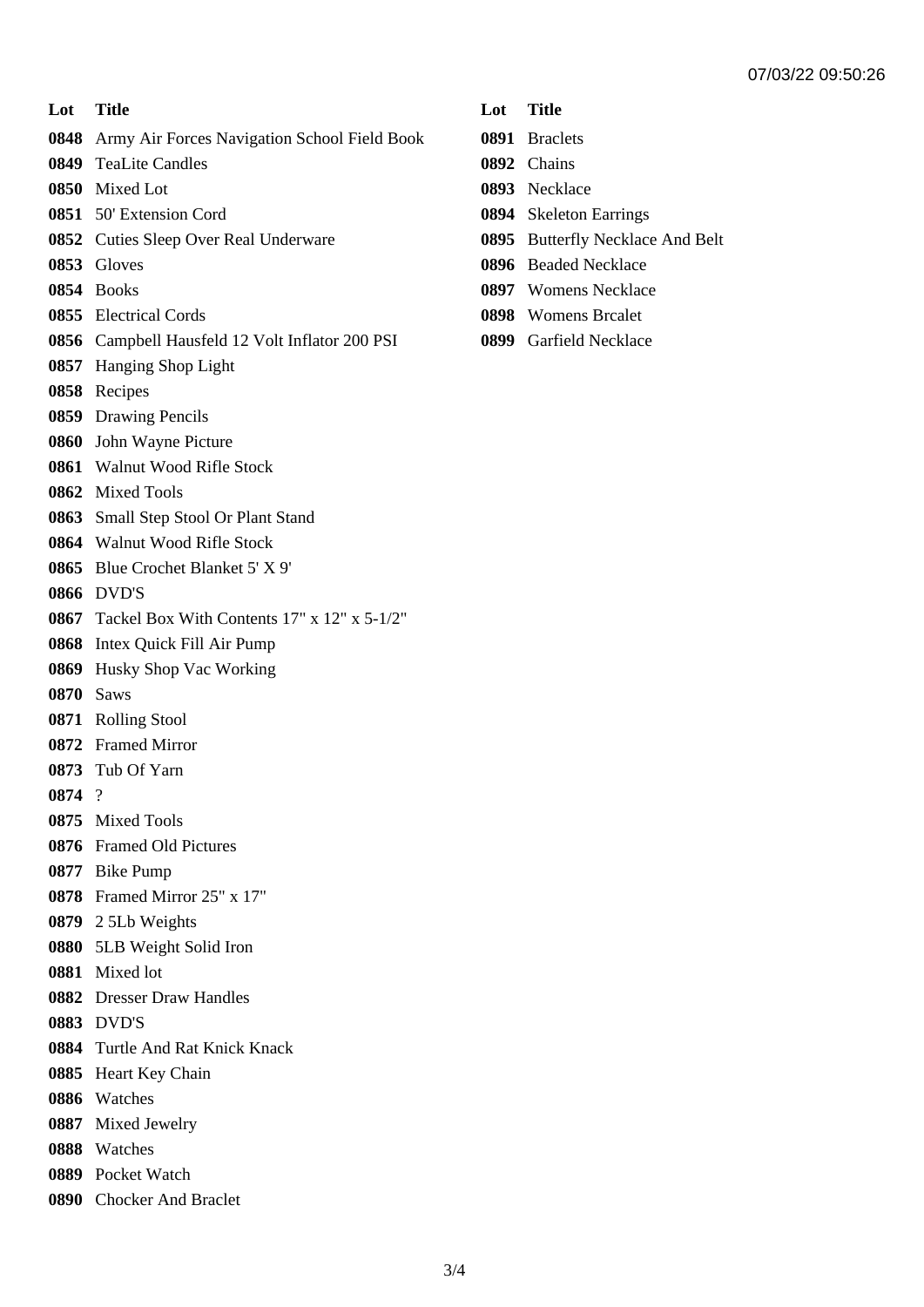07/03/22 09:50:26

| Lot | Title |
| --- | --- |
| 0848 | Army Air Forces Navigation School Field Book |
| 0849 | TeaLite Candles |
| 0850 | Mixed Lot |
| 0851 | 50' Extension Cord |
| 0852 | Cuties Sleep Over Real Underware |
| 0853 | Gloves |
| 0854 | Books |
| 0855 | Electrical Cords |
| 0856 | Campbell Hausfeld 12 Volt Inflator 200 PSI |
| 0857 | Hanging Shop Light |
| 0858 | Recipes |
| 0859 | Drawing Pencils |
| 0860 | John Wayne Picture |
| 0861 | Walnut Wood Rifle Stock |
| 0862 | Mixed Tools |
| 0863 | Small Step Stool Or Plant Stand |
| 0864 | Walnut Wood Rifle Stock |
| 0865 | Blue Crochet Blanket 5' X 9' |
| 0866 | DVD'S |
| 0867 | Tackel Box With Contents 17" x 12" x 5-1/2" |
| 0868 | Intex Quick Fill Air Pump |
| 0869 | Husky Shop Vac Working |
| 0870 | Saws |
| 0871 | Rolling Stool |
| 0872 | Framed Mirror |
| 0873 | Tub Of Yarn |
| 0874 | ? |
| 0875 | Mixed Tools |
| 0876 | Framed Old Pictures |
| 0877 | Bike Pump |
| 0878 | Framed Mirror 25" x 17" |
| 0879 | 2 5Lb Weights |
| 0880 | 5LB Weight Solid Iron |
| 0881 | Mixed lot |
| 0882 | Dresser Draw Handles |
| 0883 | DVD'S |
| 0884 | Turtle And Rat Knick Knack |
| 0885 | Heart Key Chain |
| 0886 | Watches |
| 0887 | Mixed Jewelry |
| 0888 | Watches |
| 0889 | Pocket Watch |
| 0890 | Chocker And Braclet |
| 0891 | Braclets |
| 0892 | Chains |
| 0893 | Necklace |
| 0894 | Skeleton Earrings |
| 0895 | Butterfly Necklace And Belt |
| 0896 | Beaded Necklace |
| 0897 | Womens Necklace |
| 0898 | Womens Brcalet |
| 0899 | Garfield Necklace |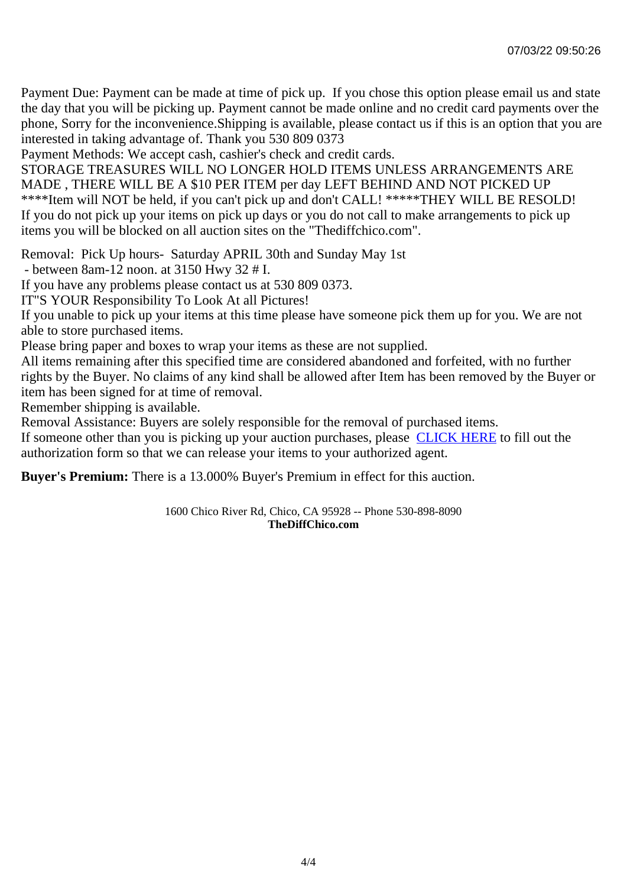Payment Due: Payment can be made at time of pick up. If you chose this option please email us and state the day that you will be picking up. Payment cannot be made online and no credit card payments over the phone, Sorry for the inconvenience.Shipping is available, please contact us if this is an option that you are interested in taking advantage of. Thank you 530 809 0373

Payment Methods: We accept cash, cashier's check and credit cards.

STORAGE TREASURES WILL NO LONGER HOLD ITEMS UNLESS ARRANGEMENTS ARE MADE , THERE WILL BE A $10 PER ITEM per day LEFT BEHIND AND NOT PICKED UP ****Item will NOT be held, if you can't pick up and don't CALL! *****THEY WILL BE RESOLD! If you do not pick up your items on pick up days or you do not call to make arrangements to pick up items you will be blocked on all auction sites on the "Thediffchico.com".

Removal: Pick Up hours- Saturday APRIL 30th and Sunday May 1st
- between 8am-12 noon. at 3150 Hwy 32 # I.
If you have any problems please contact us at 530 809 0373.
IT"S YOUR Responsibility To Look At all Pictures!
If you unable to pick up your items at this time please have someone pick them up for you. We are not able to store purchased items.
Please bring paper and boxes to wrap your items as these are not supplied.
All items remaining after this specified time are considered abandoned and forfeited, with no further rights by the Buyer. No claims of any kind shall be allowed after Item has been removed by the Buyer or item has been signed for at time of removal.
Remember shipping is available.
Removal Assistance: Buyers are solely responsible for the removal of purchased items.
If someone other than you is picking up your auction purchases, please CLICK HERE to fill out the authorization form so that we can release your items to your authorized agent.

**Buyer's Premium:** There is a 13.000% Buyer's Premium in effect for this auction.

1600 Chico River Rd, Chico, CA 95928 -- Phone 530-898-8090
**TheDiffChico.com**